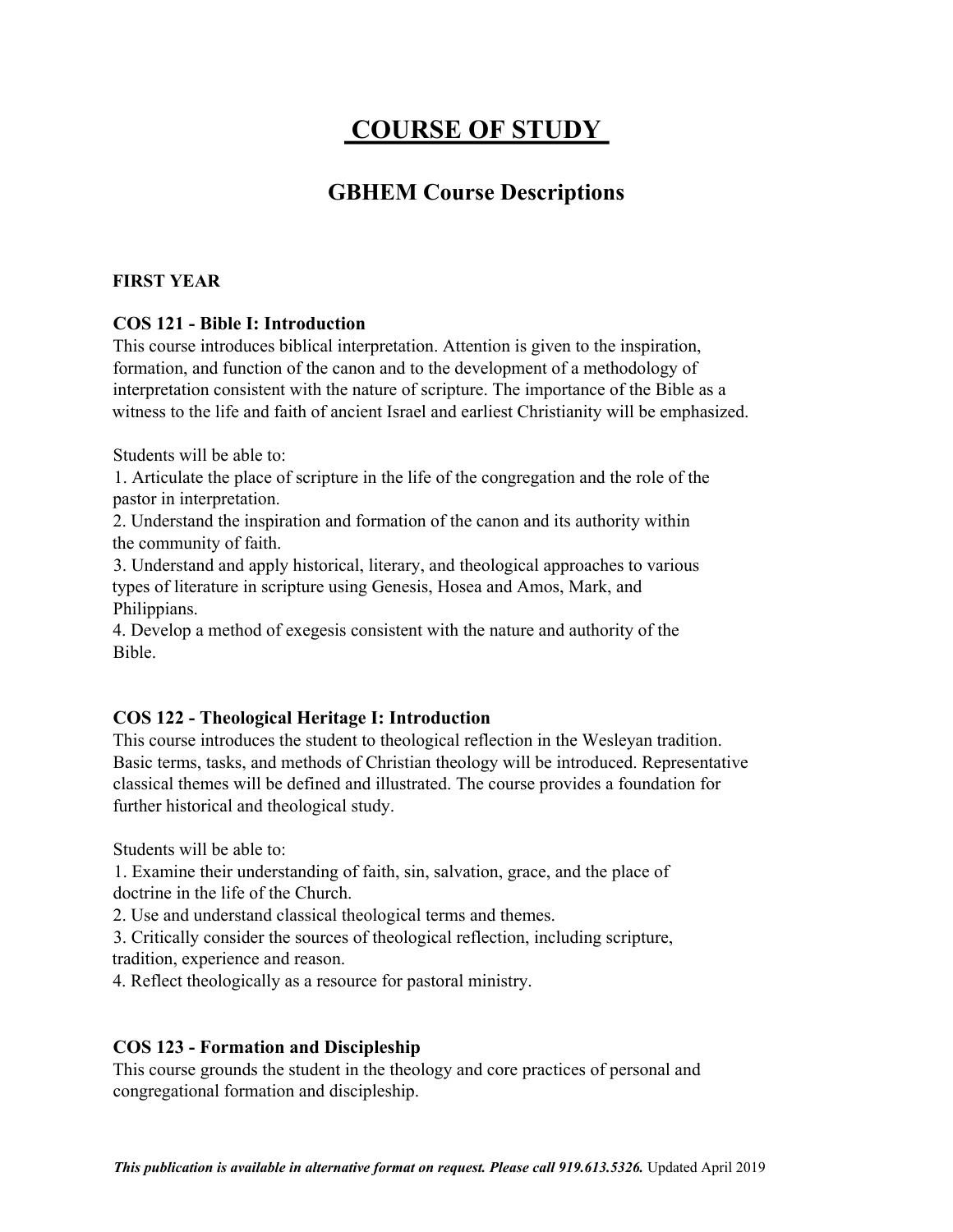# COURSE OF STUDY

## GBHEM Course Descriptions

**FIRST YEAR**

### COS 121 - Bible I: Introduction

This course introduces biblical interpretation. Attention is given to the inspiration, formation, and function of the canon and to the development of a methodology of interpretation consistent with the nature of scripture. The importance of the Bible as a witness to the life and faith of ancient Israel and earliest Christianity will be emphasized.

Students will be able to:

1. Articulate the place of scripture in the life of the congregation and the role of the pastor in interpretation.
2. Understand the inspiration and formation of the canon and its authority within the community of faith.
3. Understand and apply historical, literary, and theological approaches to various types of literature in scripture using Genesis, Hosea and Amos, Mark, and Philippians.
4. Develop a method of exegesis consistent with the nature and authority of the Bible.

### COS 122 - Theological Heritage I: Introduction

This course introduces the student to theological reflection in the Wesleyan tradition. Basic terms, tasks, and methods of Christian theology will be introduced. Representative classical themes will be defined and illustrated. The course provides a foundation for further historical and theological study.

Students will be able to:

1. Examine their understanding of faith, sin, salvation, grace, and the place of doctrine in the life of the Church.
2. Use and understand classical theological terms and themes.
3. Critically consider the sources of theological reflection, including scripture, tradition, experience and reason.
4. Reflect theologically as a resource for pastoral ministry.

### COS 123 - Formation and Discipleship

This course grounds the student in the theology and core practices of personal and congregational formation and discipleship.

***This publication is available in alternative format on request. Please call 919.613.5326.*** Updated April 2019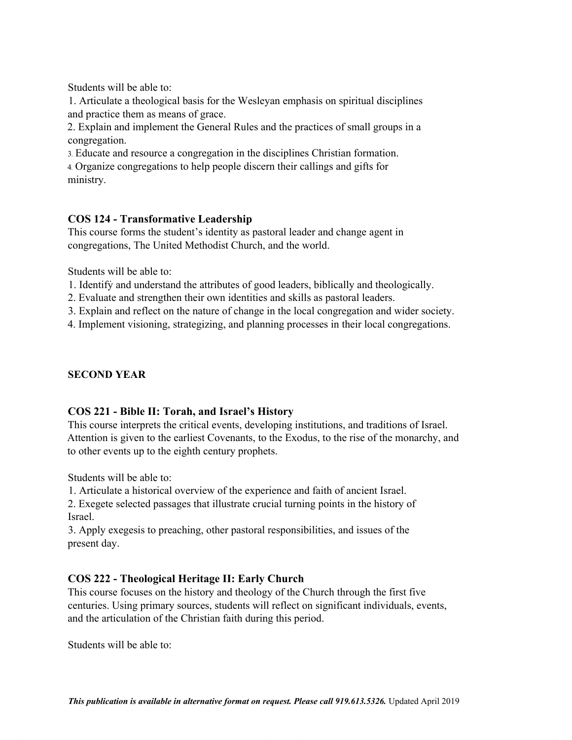Students will be able to:

1. Articulate a theological basis for the Wesleyan emphasis on spiritual disciplines and practice them as means of grace.
2. Explain and implement the General Rules and the practices of small groups in a congregation.
3. Educate and resource a congregation in the disciplines Christian formation.
4. Organize congregations to help people discern their callings and gifts for ministry.

### COS 124 - Transformative Leadership

This course forms the student's identity as pastoral leader and change agent in congregations, The United Methodist Church, and the world.

Students will be able to:

1. Identify and understand the attributes of good leaders, biblically and theologically.
2. Evaluate and strengthen their own identities and skills as pastoral leaders.
3. Explain and reflect on the nature of change in the local congregation and wider society.
4. Implement visioning, strategizing, and planning processes in their local congregations.

## SECOND YEAR

### COS 221 - Bible II: Torah, and Israel's History

This course interprets the critical events, developing institutions, and traditions of Israel. Attention is given to the earliest Covenants, to the Exodus, to the rise of the monarchy, and to other events up to the eighth century prophets.

Students will be able to:

1. Articulate a historical overview of the experience and faith of ancient Israel.
2. Exegete selected passages that illustrate crucial turning points in the history of Israel.
3. Apply exegesis to preaching, other pastoral responsibilities, and issues of the present day.

### COS 222 - Theological Heritage II: Early Church

This course focuses on the history and theology of the Church through the first five centuries. Using primary sources, students will reflect on significant individuals, events, and the articulation of the Christian faith during this period.

Students will be able to:

***This publication is available in alternative format on request. Please call 919.613.5326.*** Updated April 2019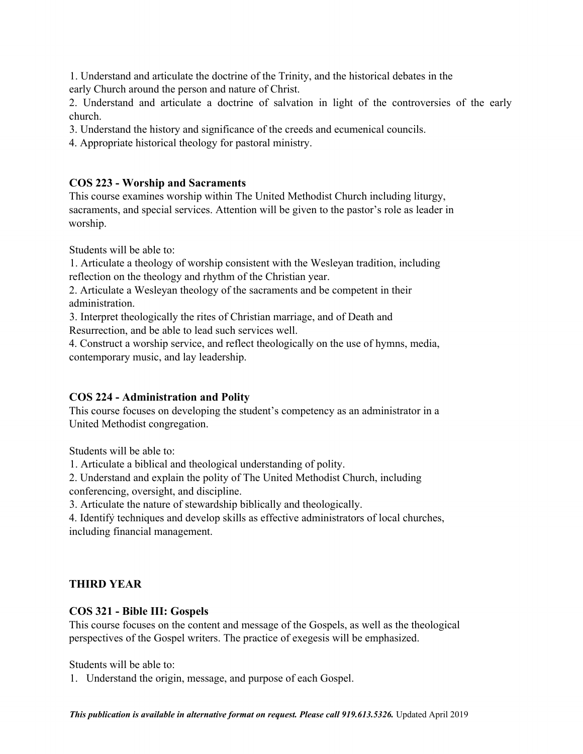1. Understand and articulate the doctrine of the Trinity, and the historical debates in the early Church around the person and nature of Christ.
2. Understand and articulate a doctrine of salvation in light of the controversies of the early church.
3. Understand the history and significance of the creeds and ecumenical councils.
4. Appropriate historical theology for pastoral ministry.

### COS 223 - Worship and Sacraments

This course examines worship within The United Methodist Church including liturgy, sacraments, and special services. Attention will be given to the pastor's role as leader in worship.

Students will be able to:

1. Articulate a theology of worship consistent with the Wesleyan tradition, including reflection on the theology and rhythm of the Christian year.
2. Articulate a Wesleyan theology of the sacraments and be competent in their administration.
3. Interpret theologically the rites of Christian marriage, and of Death and Resurrection, and be able to lead such services well.
4. Construct a worship service, and reflect theologically on the use of hymns, media, contemporary music, and lay leadership.

### COS 224 - Administration and Polity

This course focuses on developing the student's competency as an administrator in a United Methodist congregation.

Students will be able to:

1. Articulate a biblical and theological understanding of polity.
2. Understand and explain the polity of The United Methodist Church, including conferencing, oversight, and discipline.
3. Articulate the nature of stewardship biblically and theologically.
4. Identify techniques and develop skills as effective administrators of local churches, including financial management.

## THIRD YEAR

### COS 321 - Bible III: Gospels

This course focuses on the content and message of the Gospels, as well as the theological perspectives of the Gospel writers. The practice of exegesis will be emphasized.

Students will be able to:

1. Understand the origin, message, and purpose of each Gospel.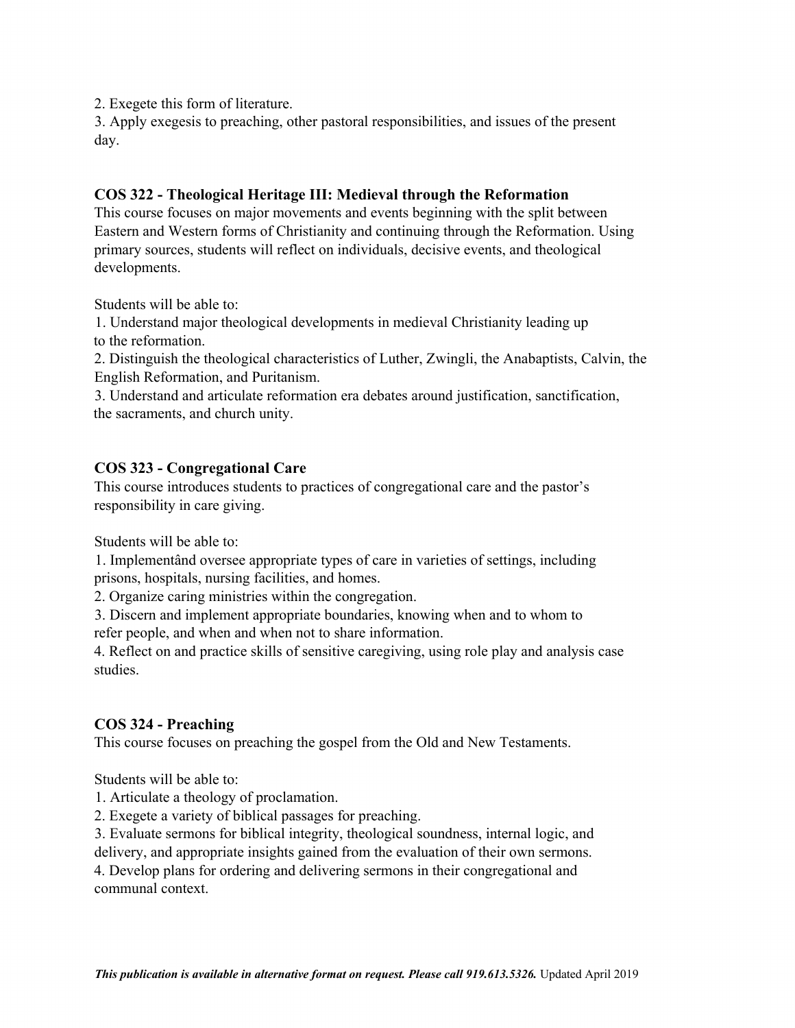2. Exegete this form of literature.
3. Apply exegesis to preaching, other pastoral responsibilities, and issues of the present day.

### COS 322 - Theological Heritage III: Medieval through the Reformation

This course focuses on major movements and events beginning with the split between Eastern and Western forms of Christianity and continuing through the Reformation. Using primary sources, students will reflect on individuals, decisive events, and theological developments.

Students will be able to:
1. Understand major theological developments in medieval Christianity leading up to the reformation.
2. Distinguish the theological characteristics of Luther, Zwingli, the Anabaptists, Calvin, the English Reformation, and Puritanism.
3. Understand and articulate reformation era debates around justification, sanctification, the sacraments, and church unity.

### COS 323 - Congregational Care

This course introduces students to practices of congregational care and the pastor's responsibility in care giving.

Students will be able to:
1. Implementând oversee appropriate types of care in varieties of settings, including prisons, hospitals, nursing facilities, and homes.
2. Organize caring ministries within the congregation.
3. Discern and implement appropriate boundaries, knowing when and to whom to refer people, and when and when not to share information.
4. Reflect on and practice skills of sensitive caregiving, using role play and analysis case studies.

### COS 324 - Preaching

This course focuses on preaching the gospel from the Old and New Testaments.

Students will be able to:
1. Articulate a theology of proclamation.
2. Exegete a variety of biblical passages for preaching.
3. Evaluate sermons for biblical integrity, theological soundness, internal logic, and delivery, and appropriate insights gained from the evaluation of their own sermons.
4. Develop plans for ordering and delivering sermons in their congregational and communal context.

***This publication is available in alternative format on request. Please call 919.613.5326.*** Updated April 2019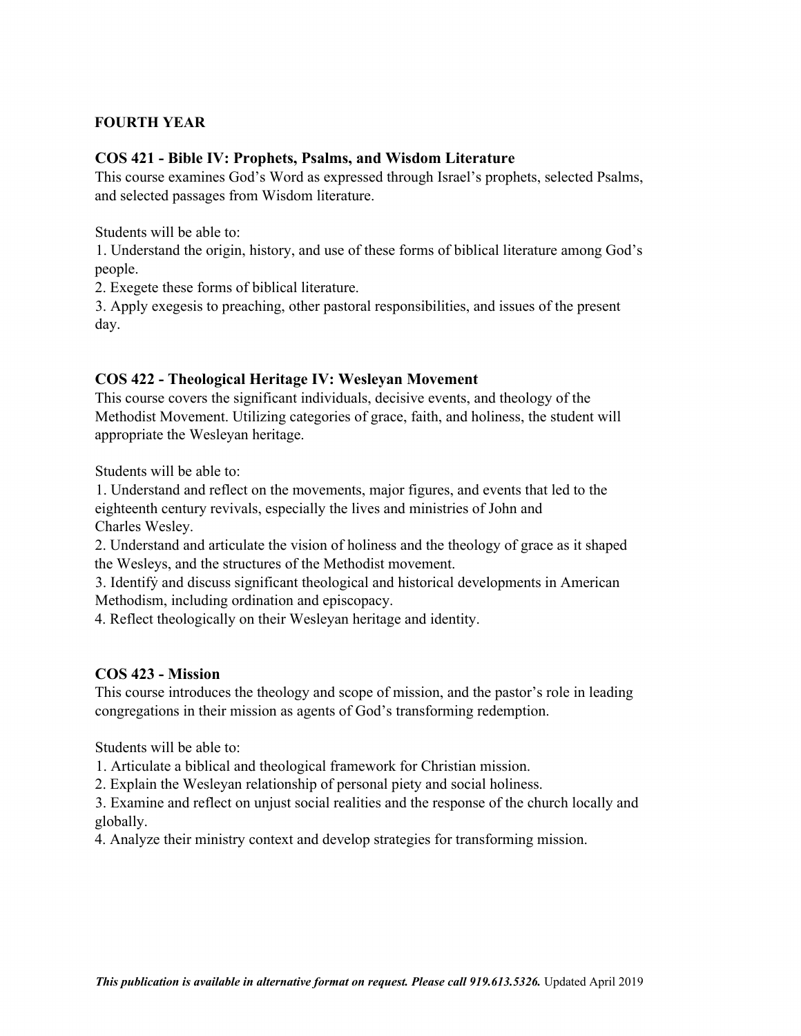## FOURTH YEAR

### COS 421 - Bible IV: Prophets, Psalms, and Wisdom Literature

This course examines God's Word as expressed through Israel's prophets, selected Psalms, and selected passages from Wisdom literature.

Students will be able to:

1. Understand the origin, history, and use of these forms of biblical literature among God's people.
2. Exegete these forms of biblical literature.
3. Apply exegesis to preaching, other pastoral responsibilities, and issues of the present day.

### COS 422 - Theological Heritage IV: Wesleyan Movement

This course covers the significant individuals, decisive events, and theology of the Methodist Movement. Utilizing categories of grace, faith, and holiness, the student will appropriate the Wesleyan heritage.

Students will be able to:

1. Understand and reflect on the movements, major figures, and events that led to the eighteenth century revivals, especially the lives and ministries of John and Charles Wesley.
2. Understand and articulate the vision of holiness and the theology of grace as it shaped the Wesleys, and the structures of the Methodist movement.
3. Identify and discuss significant theological and historical developments in American Methodism, including ordination and episcopacy.
4. Reflect theologically on their Wesleyan heritage and identity.

### COS 423 - Mission

This course introduces the theology and scope of mission, and the pastor's role in leading congregations in their mission as agents of God's transforming redemption.

Students will be able to:

1. Articulate a biblical and theological framework for Christian mission.
2. Explain the Wesleyan relationship of personal piety and social holiness.
3. Examine and reflect on unjust social realities and the response of the church locally and globally.
4. Analyze their ministry context and develop strategies for transforming mission.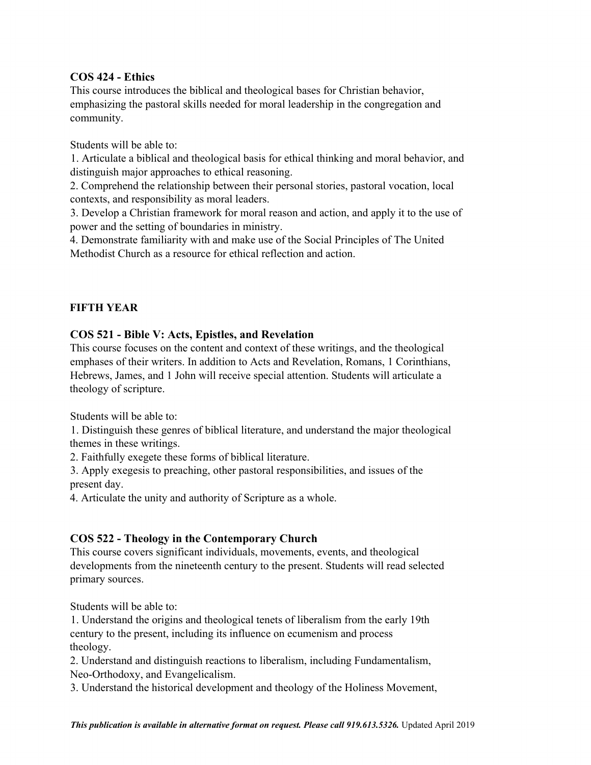### COS 424 - Ethics

This course introduces the biblical and theological bases for Christian behavior, emphasizing the pastoral skills needed for moral leadership in the congregation and community.

Students will be able to:

1. Articulate a biblical and theological basis for ethical thinking and moral behavior, and distinguish major approaches to ethical reasoning.
2. Comprehend the relationship between their personal stories, pastoral vocation, local contexts, and responsibility as moral leaders.
3. Develop a Christian framework for moral reason and action, and apply it to the use of power and the setting of boundaries in ministry.
4. Demonstrate familiarity with and make use of the Social Principles of The United Methodist Church as a resource for ethical reflection and action.

## FIFTH YEAR

### COS 521 - Bible V: Acts, Epistles, and Revelation

This course focuses on the content and context of these writings, and the theological emphases of their writers. In addition to Acts and Revelation, Romans, 1 Corinthians, Hebrews, James, and 1 John will receive special attention. Students will articulate a theology of scripture.

Students will be able to:

1. Distinguish these genres of biblical literature, and understand the major theological themes in these writings.
2. Faithfully exegete these forms of biblical literature.
3. Apply exegesis to preaching, other pastoral responsibilities, and issues of the present day.
4. Articulate the unity and authority of Scripture as a whole.

### COS 522 - Theology in the Contemporary Church

This course covers significant individuals, movements, events, and theological developments from the nineteenth century to the present. Students will read selected primary sources.

Students will be able to:

1. Understand the origins and theological tenets of liberalism from the early 19th century to the present, including its influence on ecumenism and process theology.
2. Understand and distinguish reactions to liberalism, including Fundamentalism, Neo-Orthodoxy, and Evangelicalism.
3. Understand the historical development and theology of the Holiness Movement,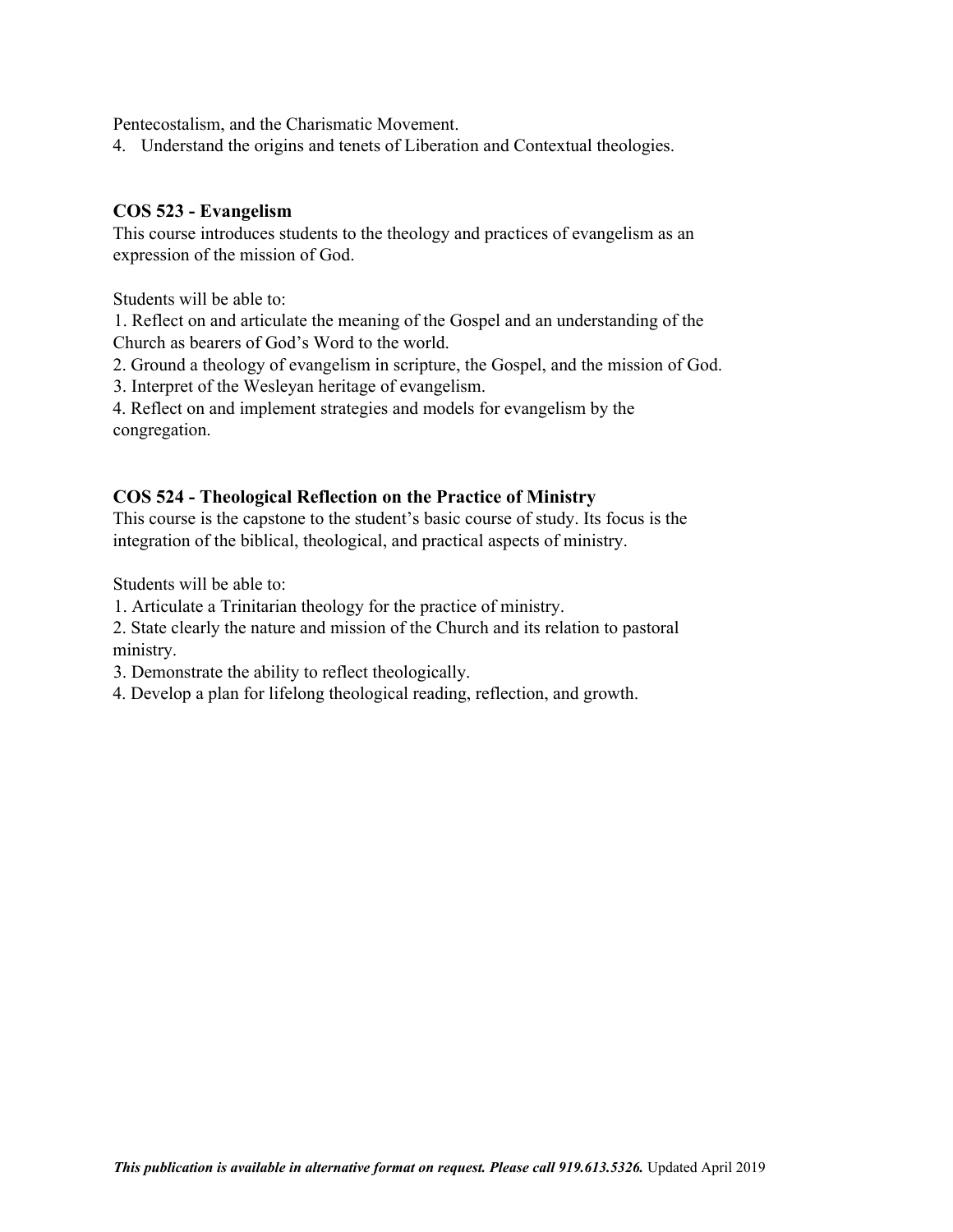Pentecostalism, and the Charismatic Movement.

4. Understand the origins and tenets of Liberation and Contextual theologies.

### COS 523 - Evangelism

This course introduces students to the theology and practices of evangelism as an expression of the mission of God.

Students will be able to:

1. Reflect on and articulate the meaning of the Gospel and an understanding of the Church as bearers of God's Word to the world.
2. Ground a theology of evangelism in scripture, the Gospel, and the mission of God.
3. Interpret of the Wesleyan heritage of evangelism.
4. Reflect on and implement strategies and models for evangelism by the congregation.

### COS 524 - Theological Reflection on the Practice of Ministry

This course is the capstone to the student's basic course of study. Its focus is the integration of the biblical, theological, and practical aspects of ministry.

Students will be able to:

1. Articulate a Trinitarian theology for the practice of ministry.
2. State clearly the nature and mission of the Church and its relation to pastoral ministry.
3. Demonstrate the ability to reflect theologically.
4. Develop a plan for lifelong theological reading, reflection, and growth.

***This publication is available in alternative format on request. Please call 919.613.5326.*** Updated April 2019